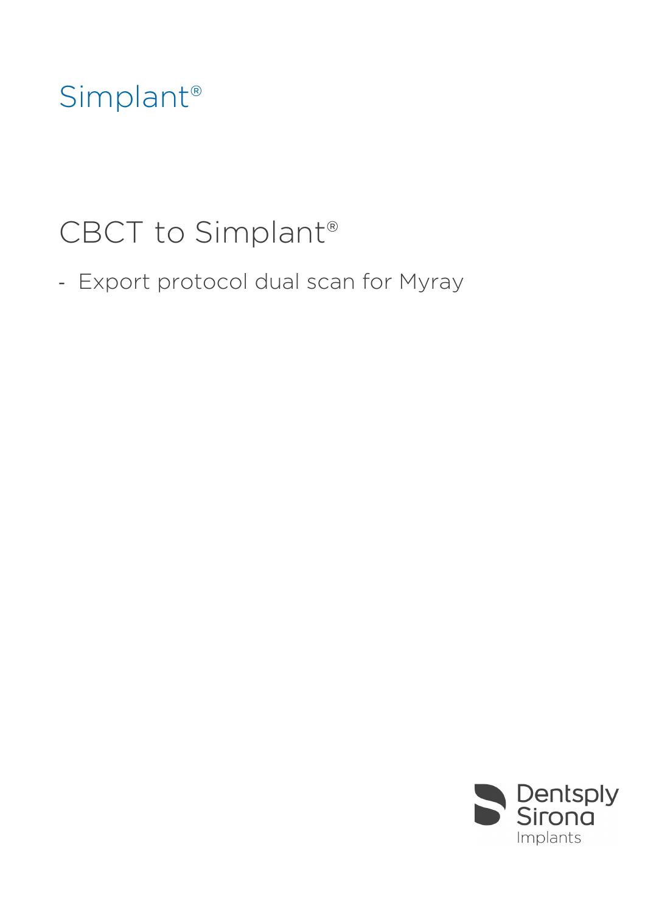Simplant®

# CBCT to Simplant®

- Export protocol dual scan for Myray

Dentsply Sirona
Implants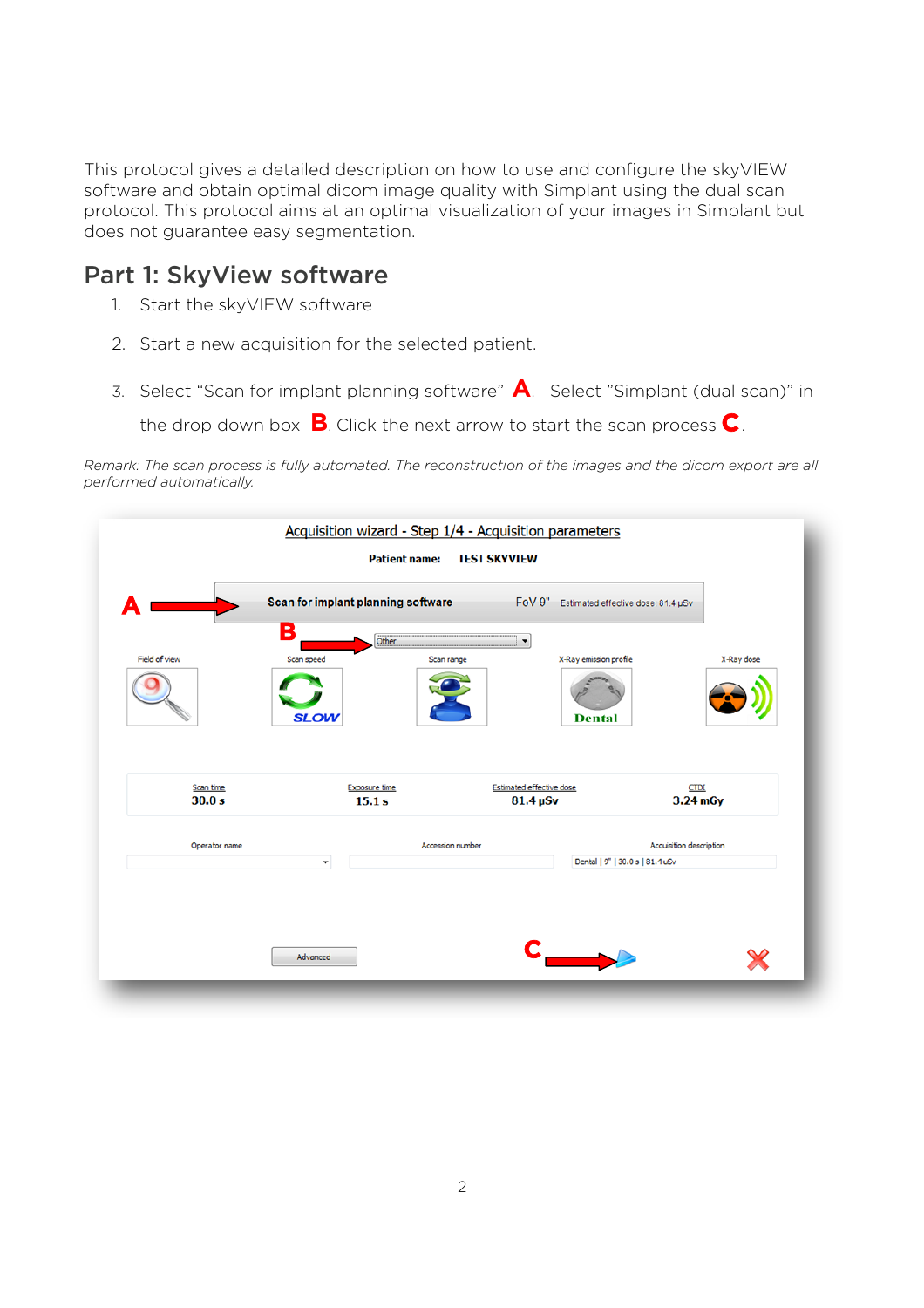This protocol gives a detailed description on how to use and configure the skyVIEW software and obtain optimal dicom image quality with Simplant using the dual scan protocol. This protocol aims at an optimal visualization of your images in Simplant but does not guarantee easy segmentation.

## Part 1: SkyView software

1. Start the skyVIEW software
2. Start a new acquisition for the selected patient.
3. Select "Scan for implant planning software" **A**. Select "Simplant (dual scan)" in the drop down box **B**. Click the next arrow to start the scan process **C**.

*Remark: The scan process is fully automated. The reconstruction of the images and the dicom export are all performed automatically.*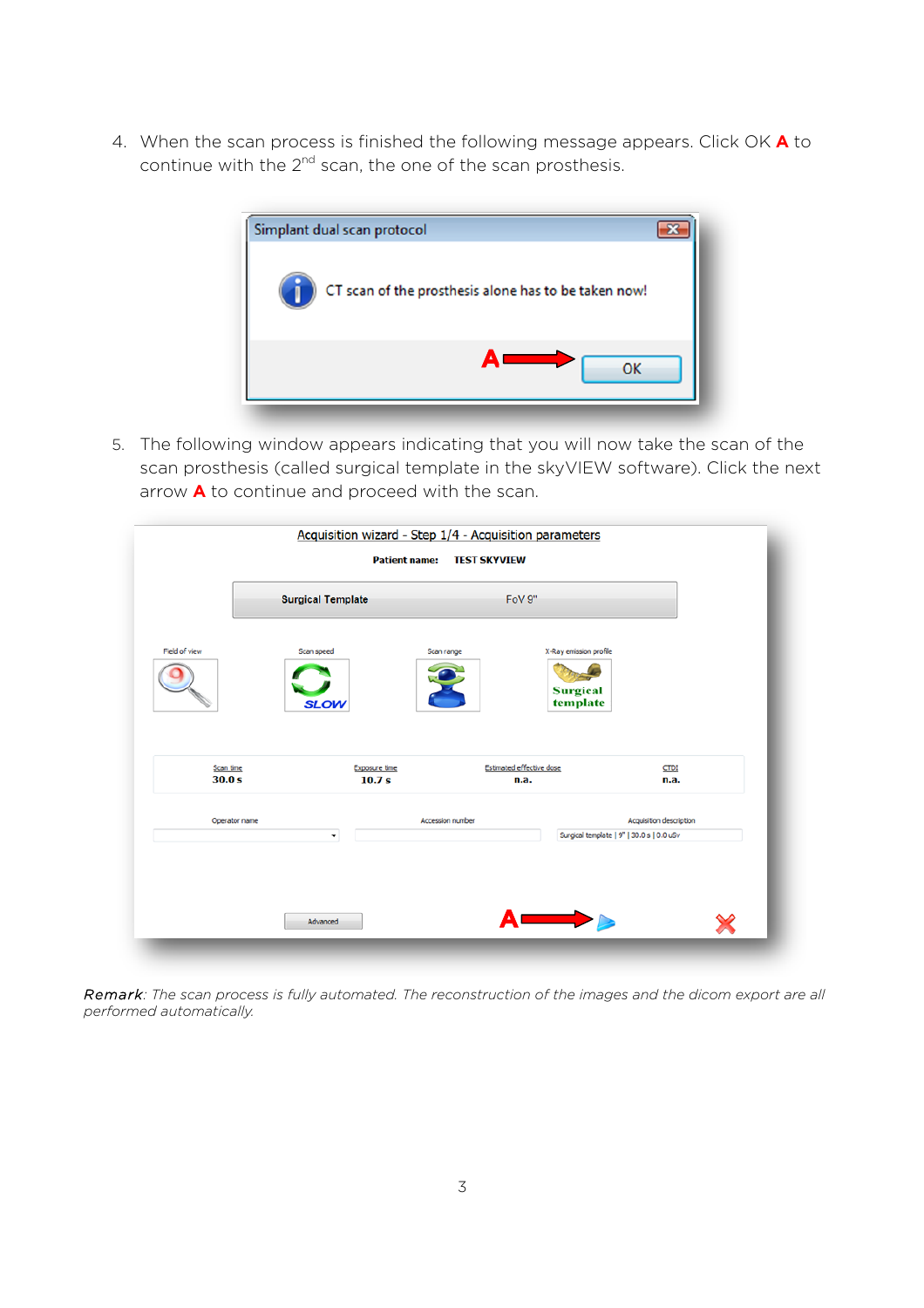4. When the scan process is finished the following message appears. Click OK **A** to continue with the 2nd scan, the one of the scan prosthesis.

5. The following window appears indicating that you will now take the scan of the scan prosthesis (called surgical template in the skyVIEW software). Click the next arrow **A** to continue and proceed with the scan.

***Remark***: *The scan process is fully automated. The reconstruction of the images and the dicom export are all performed automatically.*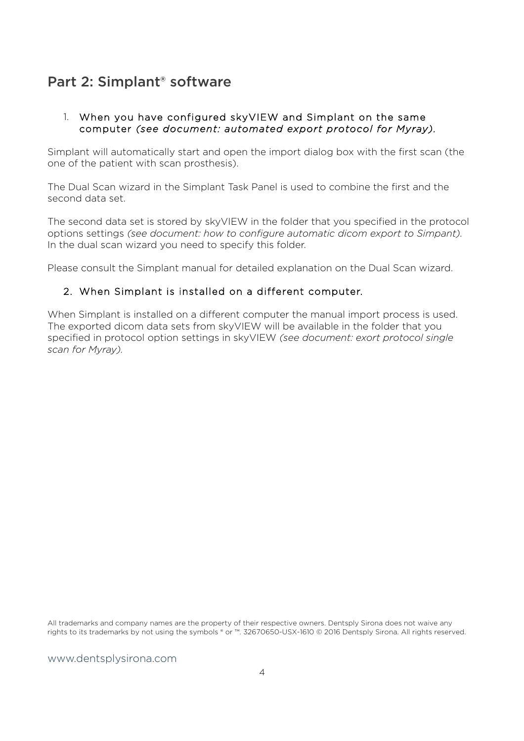## Part 2: Simplant® software

1. When you have configured skyVIEW and Simplant on the same computer *(see document: automated export protocol for Myray).*

Simplant will automatically start and open the import dialog box with the first scan (the one of the patient with scan prosthesis).

The Dual Scan wizard in the Simplant Task Panel is used to combine the first and the second data set.

The second data set is stored by skyVIEW in the folder that you specified in the protocol options settings *(see document: how to configure automatic dicom export to Simpant).* In the dual scan wizard you need to specify this folder.

Please consult the Simplant manual for detailed explanation on the Dual Scan wizard.

2. When Simplant is installed on a different computer.

When Simplant is installed on a different computer the manual import process is used. The exported dicom data sets from skyVIEW will be available in the folder that you specified in protocol option settings in skyVIEW *(see document: exort protocol single scan for Myray).*

All trademarks and company names are the property of their respective owners. Dentsply Sirona does not waive any rights to its trademarks by not using the symbols ® or ™. 32670650-USX-1610 © 2016 Dentsply Sirona. All rights reserved.

www.dentsplysirona.com